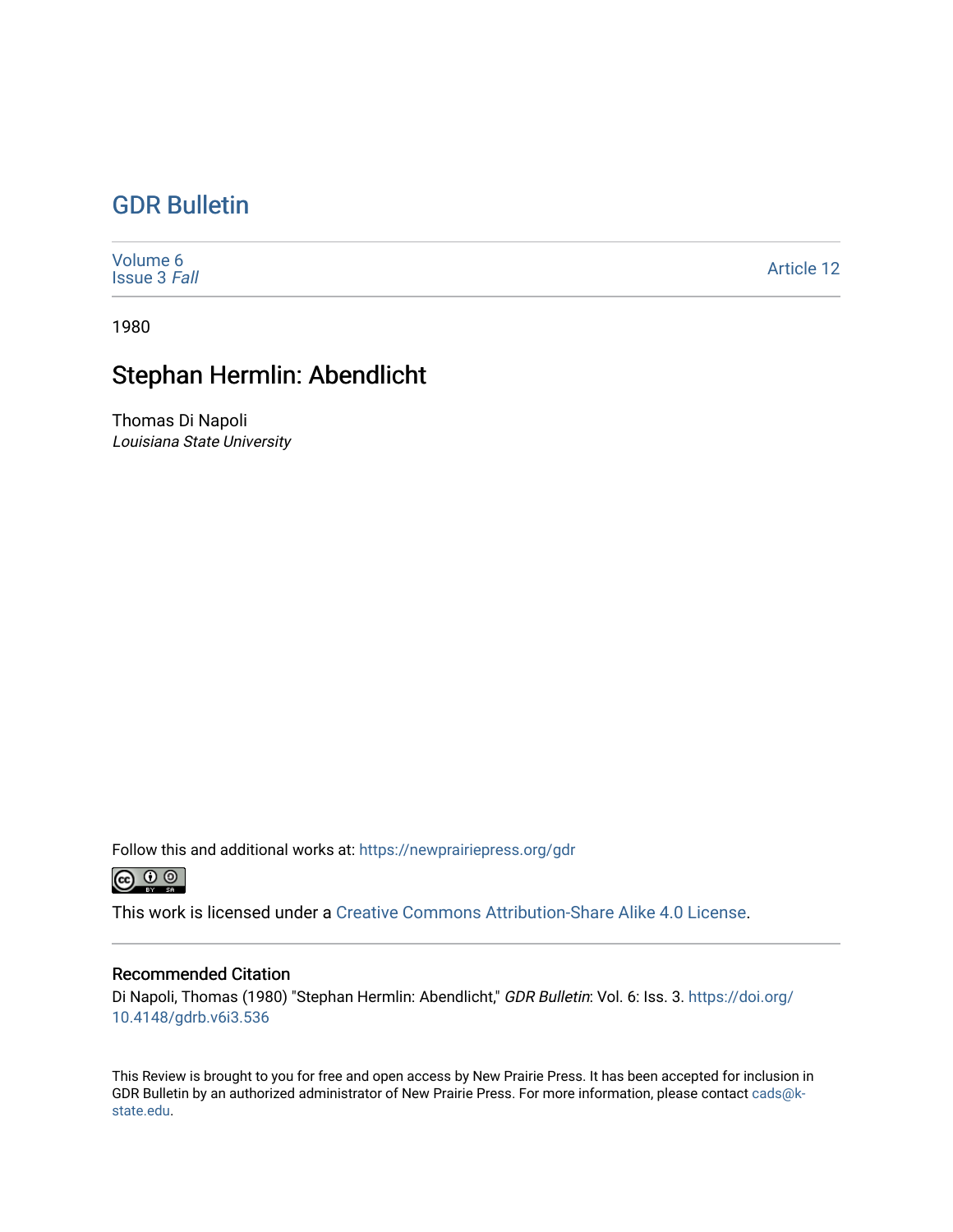# GDR Bulletin

Volume 6
Issue 3 *Fall*

Article 12

1980

## Stephan Hermlin: Abendlicht

Thomas Di Napoli
*Louisiana State University*

Follow this and additional works at: https://newprairiepress.org/gdr

This work is licensed under a Creative Commons Attribution-Share Alike 4.0 License.

### Recommended Citation

Di Napoli, Thomas (1980) "Stephan Hermlin: Abendlicht," *GDR Bulletin*: Vol. 6: Iss. 3. https://doi.org/10.4148/gdrb.v6i3.536

This Review is brought to you for free and open access by New Prairie Press. It has been accepted for inclusion in GDR Bulletin by an authorized administrator of New Prairie Press. For more information, please contact cads@k-state.edu.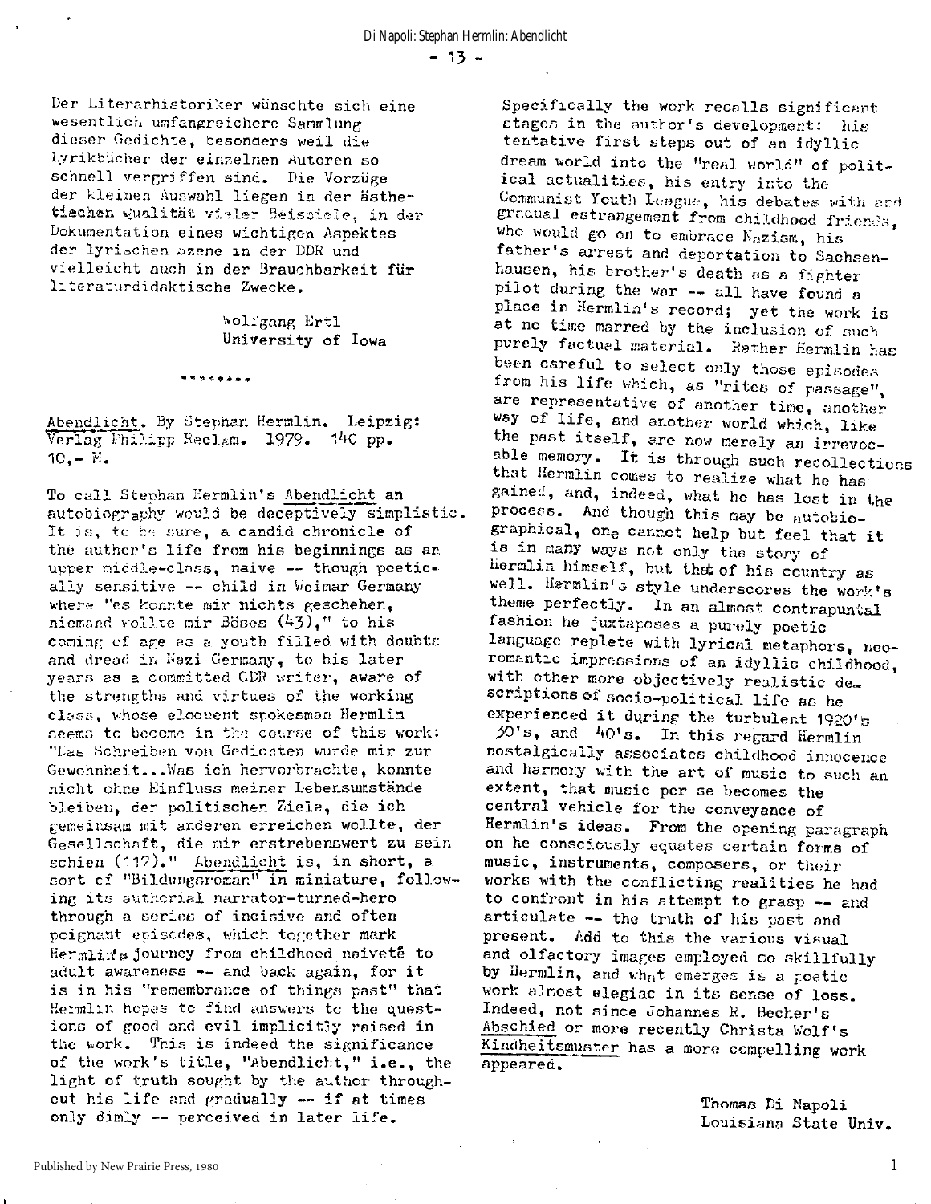Der Literarhistoriker wünschte sich eine wesentlich umfangreichere Sammlung dieser Gedichte, besonders weil die Lyrikbücher der einzelnen Autoren so schnell vergriffen sind. Die Vorzüge der kleinen Auswahl liegen in der ästhetischen Qualität vieler Beispiele, in der Dokumentation eines wichtigen Aspektes der lyrischen Szene in der DDR und vielleicht auch in der Brauchbarkeit für literaturdidaktische Zwecke.

Wolfgang Ertl
University of Iowa

\*\*\*\*\*\*\*

Abendlicht. By Stephan Hermlin. Leipzig: Verlag Philipp Reclam. 1979. 140 pp. 10,- M.

To call Stephan Hermlin's Abendlicht an autobiography would be deceptively simplistic. It is, to be sure, a candid chronicle of the author's life from his beginnings as an upper middle-class, naive -- though poetically sensitive -- child in Weimar Germany where "es konnte mir nichts geschehen, niemand wollte mir Böses (43)," to his coming of age as a youth filled with doubts and dread in Nazi Germany, to his later years as a committed GDR writer, aware of the strengths and virtues of the working class, whose eloquent spokesman Hermlin seems to become in the course of this work: "Das Schreiben von Gedichten wurde mir zur Gewohnheit...Was ich hervorbrachte, konnte nicht ohne Einfluss meiner Lebensumstände bleiben, der politischen Ziele, die ich gemeinsam mit anderen erreichen wollte, der Gesellschaft, die mir erstrebenswert zu sein schien (117)." Abendlicht is, in short, a sort of "Bildungsroman" in miniature, following its authorial narrator-turned-hero through a series of incisive and often poignant episodes, which together mark Hermlin's journey from childhood naiveté to adult awareness -- and back again, for it is in his "remembrance of things past" that Hermlin hopes to find answers to the questions of good and evil implicitly raised in the work. This is indeed the significance of the work's title, "Abendlicht," i.e., the light of truth sought by the author throughout his life and gradually -- if at times only dimly -- perceived in later life.

Specifically the work recalls significant stages in the author's development: his tentative first steps out of an idyllic dream world into the "real world" of political actualities, his entry into the Communist Youth League, his debates with and gradual estrangement from childhood friends, who would go on to embrace Nazism, his father's arrest and deportation to Sachsenhausen, his brother's death as a fighter pilot during the war -- all have found a place in Hermlin's record; yet the work is at no time marred by the inclusion of such purely factual material. Rather Hermlin has been careful to select only those episodes from his life which, as "rites of passage", are representative of another time, another way of life, and another world which, like the past itself, are now merely an irrevocable memory. It is through such recollections that Hermlin comes to realize what he has gained, and, indeed, what he has lost in the process. And though this may be autobiographical, one cannot help but feel that it is in many ways not only the story of Hermlin himself, but that of his country as well. Hermlin's style underscores the work's theme perfectly. In an almost contrapuntal fashion he juxtaposes a purely poetic language replete with lyrical metaphors, neoromantic impressions of an idyllic childhood, with other more objectively realistic descriptions of socio-political life as he experienced it during the turbulent 1920's 30's, and 40's. In this regard Hermlin nostalgically associates childhood innocence and harmony with the art of music to such an extent, that music per se becomes the central vehicle for the conveyance of Hermlin's ideas. From the opening paragraph on he consciously equates certain forms of music, instruments, composers, or their works with the conflicting realities he had to confront in his attempt to grasp -- and articulate -- the truth of his past and present. Add to this the various visual and olfactory images employed so skillfully by Hermlin, and what emerges is a poetic work almost elegiac in its sense of loss. Indeed, not since Johannes R. Becher's Abschied or more recently Christa Wolf's Kindheitsmuster has a more compelling work appeared.

Thomas Di Napoli
Louisiana State Univ.